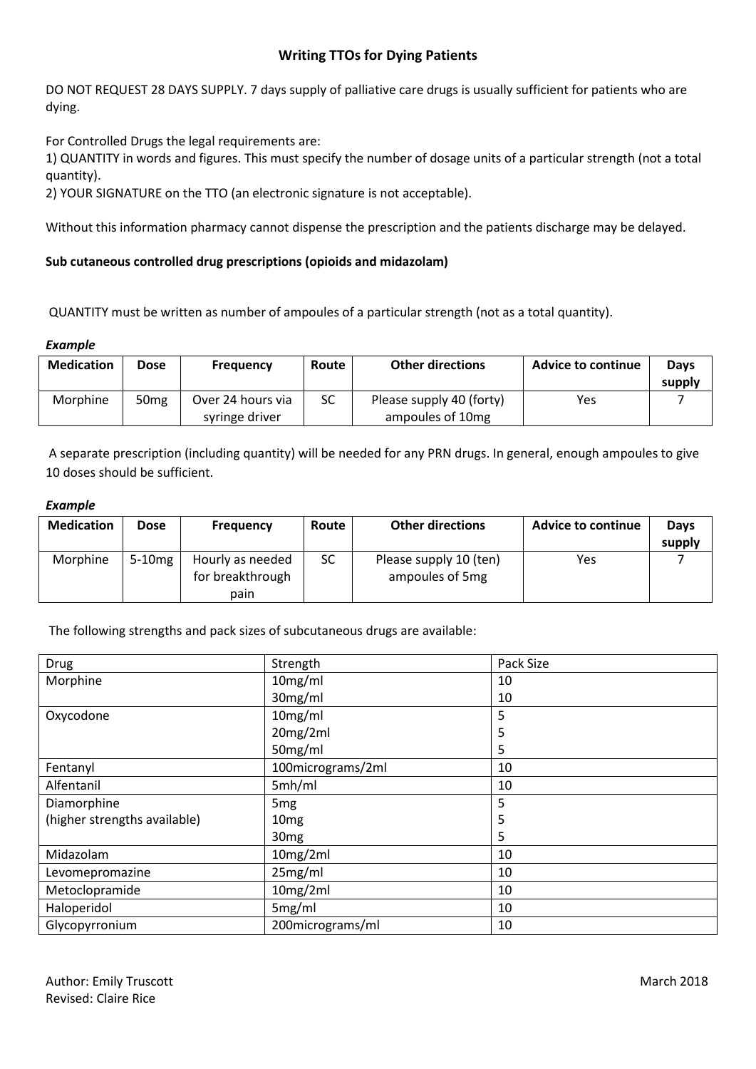# Writing TTOs for Dying Patients

DO NOT REQUEST 28 DAYS SUPPLY. 7 days supply of palliative care drugs is usually sufficient for patients who are dying.

For Controlled Drugs the legal requirements are:
1) QUANTITY in words and figures. This must specify the number of dosage units of a particular strength (not a total quantity).
2) YOUR SIGNATURE on the TTO (an electronic signature is not acceptable).

Without this information pharmacy cannot dispense the prescription and the patients discharge may be delayed.

**Sub cutaneous controlled drug prescriptions (opioids and midazolam)**

QUANTITY must be written as number of ampoules of a particular strength (not as a total quantity).

***Example***

| Medication | Dose | Frequency | Route | Other directions | Advice to continue | Days supply |
|---|---|---|---|---|---|---|
| Morphine | 50mg | Over 24 hours via syringe driver | SC | Please supply 40 (forty) ampoules of 10mg | Yes | 7 |

A separate prescription (including quantity) will be needed for any PRN drugs. In general, enough ampoules to give 10 doses should be sufficient.

***Example***

| Medication | Dose | Frequency | Route | Other directions | Advice to continue | Days supply |
|---|---|---|---|---|---|---|
| Morphine | 5-10mg | Hourly as needed for breakthrough pain | SC | Please supply 10 (ten) ampoules of 5mg | Yes | 7 |

The following strengths and pack sizes of subcutaneous drugs are available:

| Drug | Strength | Pack Size |
|---|---|---|
| Morphine | 10mg/ml<br>30mg/ml | 10<br>10 |
| Oxycodone | 10mg/ml<br>20mg/2ml<br>50mg/ml | 5<br>5<br>5 |
| Fentanyl | 100micrograms/2ml | 10 |
| Alfentanil | 5mh/ml | 10 |
| Diamorphine<br>(higher strengths available) | 5mg<br>10mg<br>30mg | 5<br>5<br>5 |
| Midazolam | 10mg/2ml | 10 |
| Levomepromazine | 25mg/ml | 10 |
| Metoclopramide | 10mg/2ml | 10 |
| Haloperidol | 5mg/ml | 10 |
| Glycopyrronium | 200micrograms/ml | 10 |

Author: Emily Truscott
Revised: Claire Rice

March 2018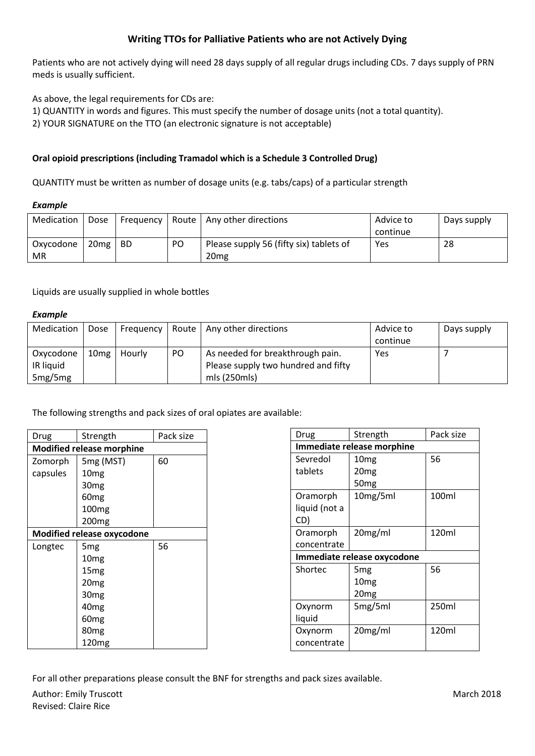## Writing TTOs for Palliative Patients who are not Actively Dying

Patients who are not actively dying will need 28 days supply of all regular drugs including CDs. 7 days supply of PRN meds is usually sufficient.

As above, the legal requirements for CDs are:

1) QUANTITY in words and figures. This must specify the number of dosage units (not a total quantity).
2) YOUR SIGNATURE on the TTO (an electronic signature is not acceptable)

### Oral opioid prescriptions (including Tramadol which is a Schedule 3 Controlled Drug)

QUANTITY must be written as number of dosage units (e.g. tabs/caps) of a particular strength

***Example***

| Medication | Dose | Frequency | Route | Any other directions | Advice to continue | Days supply |
|---|---|---|---|---|---|---|
| Oxycodone MR | 20mg | BD | PO | Please supply 56 (fifty six) tablets of 20mg | Yes | 28 |

Liquids are usually supplied in whole bottles

***Example***

| Medication | Dose | Frequency | Route | Any other directions | Advice to continue | Days supply |
|---|---|---|---|---|---|---|
| Oxycodone IR liquid 5mg/5mg | 10mg | Hourly | PO | As needed for breakthrough pain. Please supply two hundred and fifty mls (250mls) | Yes | 7 |

The following strengths and pack sizes of oral opiates are available:

| Drug | Strength | Pack size |
|---|---|---|
| **Modified release morphine** | | |
| Zomorph capsules | 5mg (MST)<br>10mg<br>30mg<br>60mg<br>100mg<br>200mg | 60 |
| **Modified release oxycodone** | | |
| Longtec | 5mg<br>10mg<br>15mg<br>20mg<br>30mg<br>40mg<br>60mg<br>80mg<br>120mg | 56 |

| Drug | Strength | Pack size |
|---|---|---|
| **Immediate release morphine** | | |
| Sevredol tablets | 10mg<br>20mg<br>50mg | 56 |
| Oramorph liquid (not a CD) | 10mg/5ml | 100ml |
| Oramorph concentrate | 20mg/ml | 120ml |
| **Immediate release oxycodone** | | |
| Shortec | 5mg<br>10mg<br>20mg | 56 |
| Oxynorm liquid | 5mg/5ml | 250ml |
| Oxynorm concentrate | 20mg/ml | 120ml |

For all other preparations please consult the BNF for strengths and pack sizes available.

Author: Emily Truscott

Revised: Claire Rice

March 2018